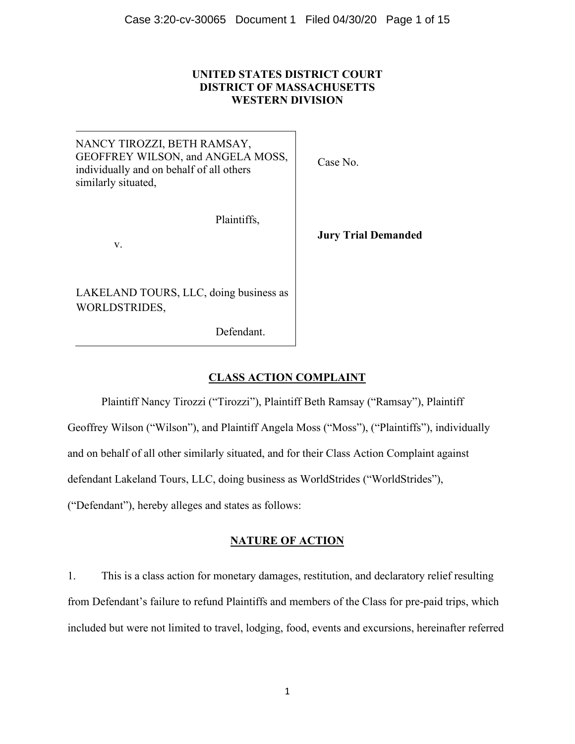**UNITED STATES DISTRICT COURT**
**DISTRICT OF MASSACHUSETTS**
**WESTERN DIVISION**

| | |
|---|---|
| NANCY TIROZZI, BETH RAMSAY, GEOFFREY WILSON, and ANGELA MOSS, individually and on behalf of all others similarly situated,<br><br>Plaintiffs,<br><br>v.<br><br>LAKELAND TOURS, LLC, doing business as WORLDSTRIDES,<br><br>Defendant. | Case No.<br><br>**Jury Trial Demanded** |

## CLASS ACTION COMPLAINT

Plaintiff Nancy Tirozzi ("Tirozzi"), Plaintiff Beth Ramsay ("Ramsay"), Plaintiff Geoffrey Wilson ("Wilson"), and Plaintiff Angela Moss ("Moss"), ("Plaintiffs"), individually and on behalf of all other similarly situated, and for their Class Action Complaint against defendant Lakeland Tours, LLC, doing business as WorldStrides ("WorldStrides"), ("Defendant"), hereby alleges and states as follows:

## NATURE OF ACTION

1. This is a class action for monetary damages, restitution, and declaratory relief resulting from Defendant's failure to refund Plaintiffs and members of the Class for pre-paid trips, which included but were not limited to travel, lodging, food, events and excursions, hereinafter referred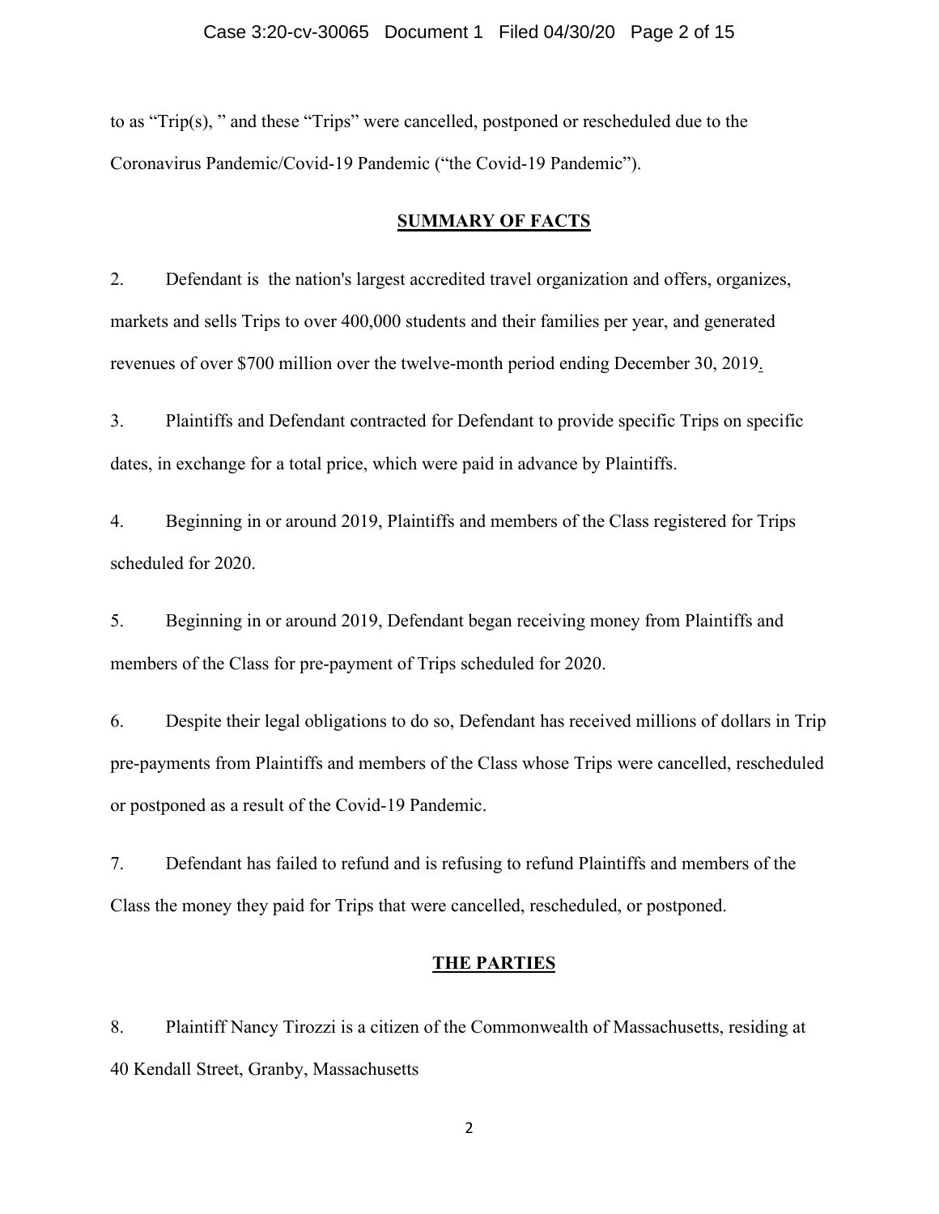to as "Trip(s), " and these "Trips" were cancelled, postponed or rescheduled due to the Coronavirus Pandemic/Covid-19 Pandemic ("the Covid-19 Pandemic").

## SUMMARY OF FACTS

2. Defendant is the nation's largest accredited travel organization and offers, organizes, markets and sells Trips to over 400,000 students and their families per year, and generated revenues of over $700 million over the twelve-month period ending December 30, 2019.

3. Plaintiffs and Defendant contracted for Defendant to provide specific Trips on specific dates, in exchange for a total price, which were paid in advance by Plaintiffs.

4. Beginning in or around 2019, Plaintiffs and members of the Class registered for Trips scheduled for 2020.

5. Beginning in or around 2019, Defendant began receiving money from Plaintiffs and members of the Class for pre-payment of Trips scheduled for 2020.

6. Despite their legal obligations to do so, Defendant has received millions of dollars in Trip pre-payments from Plaintiffs and members of the Class whose Trips were cancelled, rescheduled or postponed as a result of the Covid-19 Pandemic.

7. Defendant has failed to refund and is refusing to refund Plaintiffs and members of the Class the money they paid for Trips that were cancelled, rescheduled, or postponed.

## THE PARTIES

8. Plaintiff Nancy Tirozzi is a citizen of the Commonwealth of Massachusetts, residing at 40 Kendall Street, Granby, Massachusetts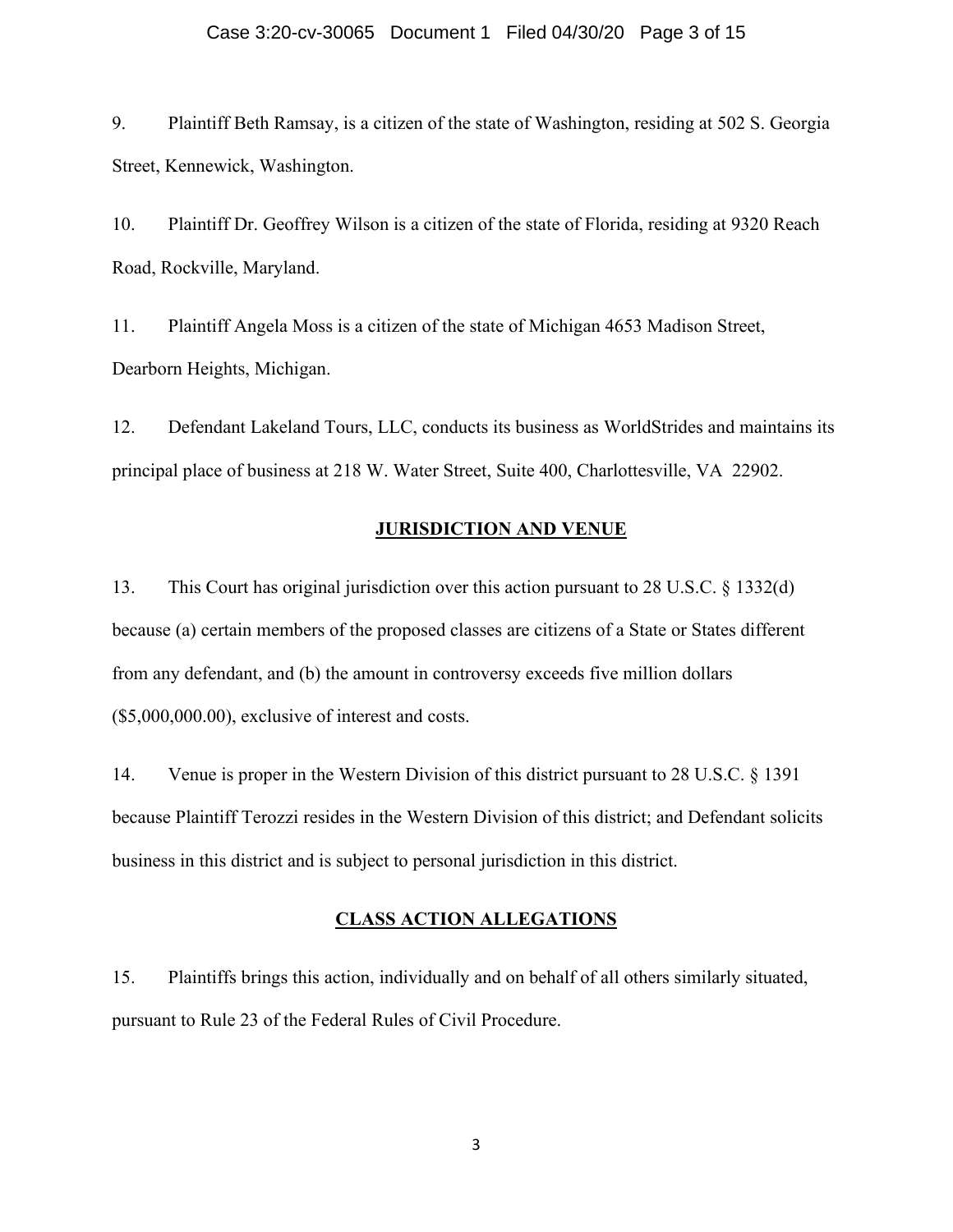9. Plaintiff Beth Ramsay, is a citizen of the state of Washington, residing at 502 S. Georgia Street, Kennewick, Washington.

10. Plaintiff Dr. Geoffrey Wilson is a citizen of the state of Florida, residing at 9320 Reach Road, Rockville, Maryland.

11. Plaintiff Angela Moss is a citizen of the state of Michigan 4653 Madison Street, Dearborn Heights, Michigan.

12. Defendant Lakeland Tours, LLC, conducts its business as WorldStrides and maintains its principal place of business at 218 W. Water Street, Suite 400, Charlottesville, VA 22902.

## JURISDICTION AND VENUE

13. This Court has original jurisdiction over this action pursuant to 28 U.S.C. § 1332(d) because (a) certain members of the proposed classes are citizens of a State or States different from any defendant, and (b) the amount in controversy exceeds five million dollars ($5,000,000.00), exclusive of interest and costs.

14. Venue is proper in the Western Division of this district pursuant to 28 U.S.C. § 1391 because Plaintiff Terozzi resides in the Western Division of this district; and Defendant solicits business in this district and is subject to personal jurisdiction in this district.

## CLASS ACTION ALLEGATIONS

15. Plaintiffs brings this action, individually and on behalf of all others similarly situated, pursuant to Rule 23 of the Federal Rules of Civil Procedure.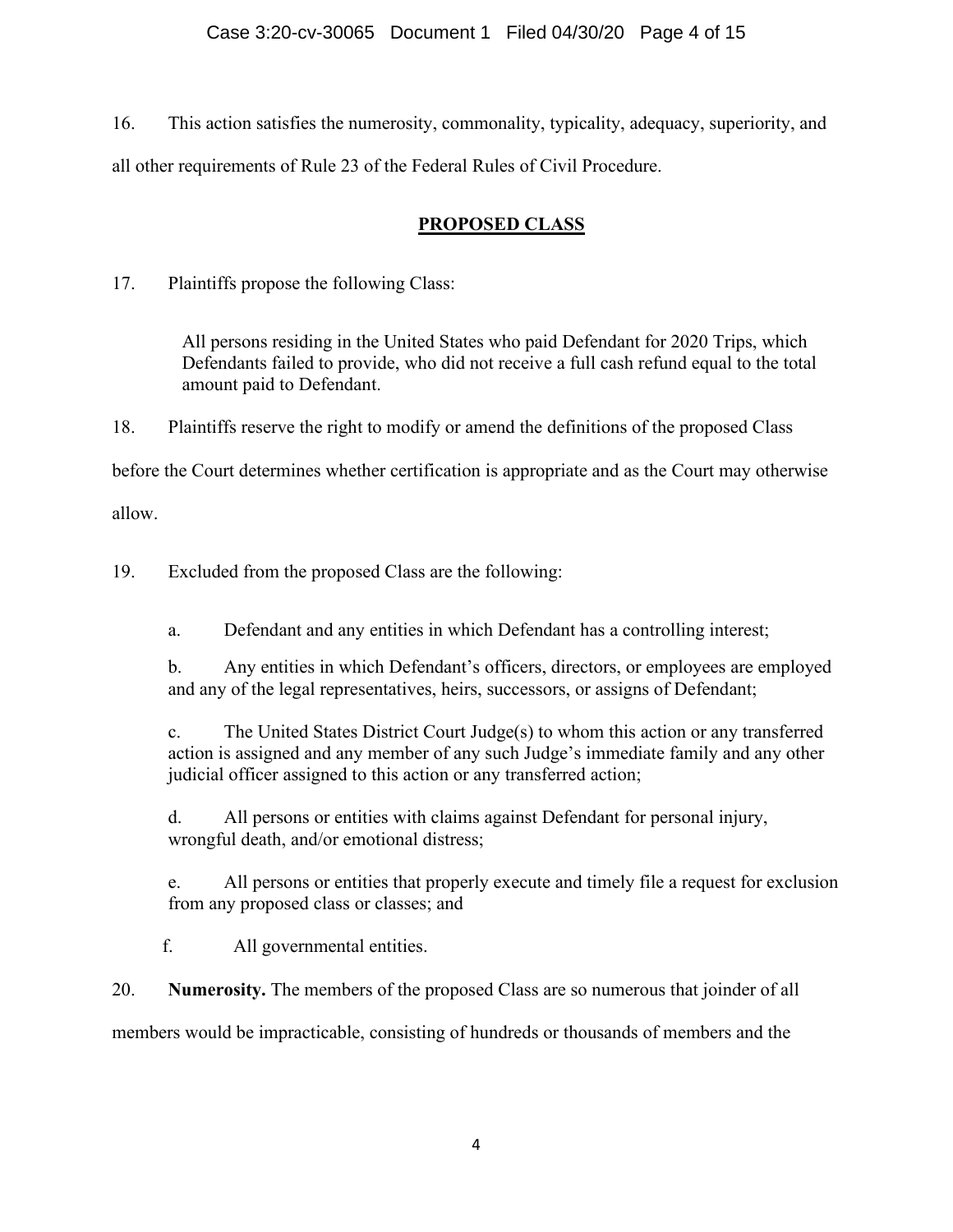16. This action satisfies the numerosity, commonality, typicality, adequacy, superiority, and all other requirements of Rule 23 of the Federal Rules of Civil Procedure.

## **PROPOSED CLASS**

17. Plaintiffs propose the following Class:

> All persons residing in the United States who paid Defendant for 2020 Trips, which Defendants failed to provide, who did not receive a full cash refund equal to the total amount paid to Defendant.

18. Plaintiffs reserve the right to modify or amend the definitions of the proposed Class before the Court determines whether certification is appropriate and as the Court may otherwise allow.

19. Excluded from the proposed Class are the following:

a. Defendant and any entities in which Defendant has a controlling interest;

b. Any entities in which Defendant's officers, directors, or employees are employed and any of the legal representatives, heirs, successors, or assigns of Defendant;

c. The United States District Court Judge(s) to whom this action or any transferred action is assigned and any member of any such Judge's immediate family and any other judicial officer assigned to this action or any transferred action;

d. All persons or entities with claims against Defendant for personal injury, wrongful death, and/or emotional distress;

e. All persons or entities that properly execute and timely file a request for exclusion from any proposed class or classes; and

f. All governmental entities.

20. **Numerosity.** The members of the proposed Class are so numerous that joinder of all members would be impracticable, consisting of hundreds or thousands of members and the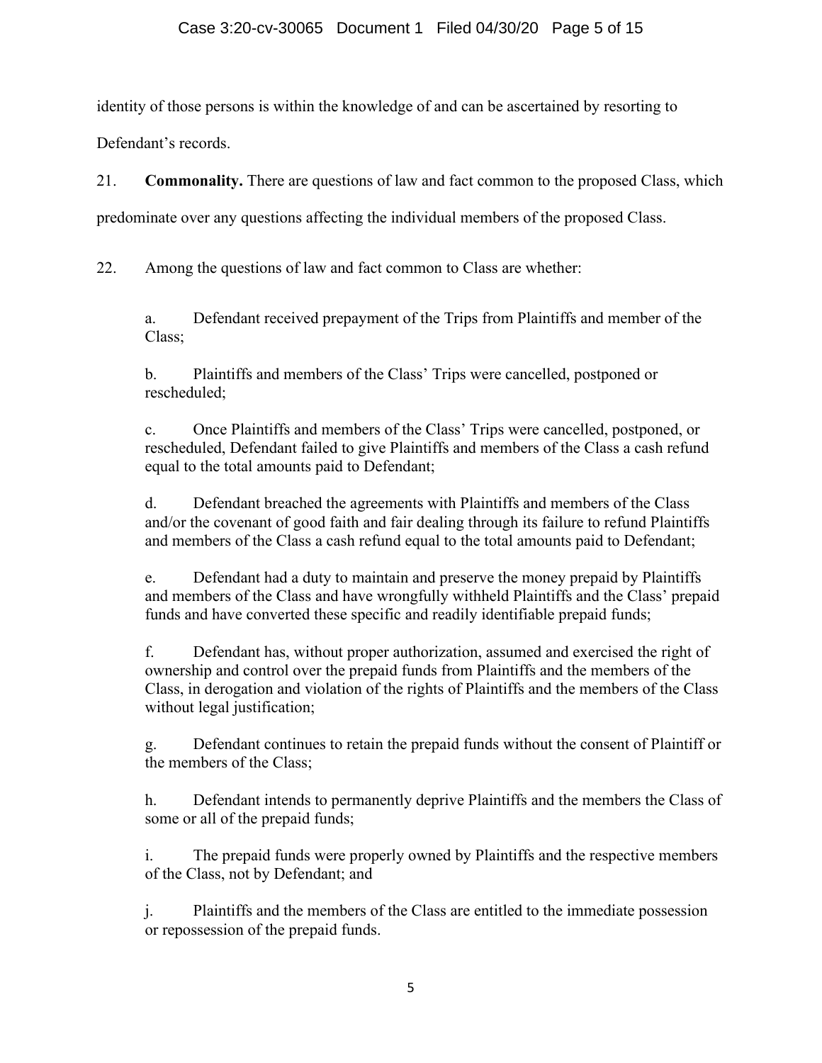identity of those persons is within the knowledge of and can be ascertained by resorting to Defendant's records.

21. **Commonality.** There are questions of law and fact common to the proposed Class, which predominate over any questions affecting the individual members of the proposed Class.

22. Among the questions of law and fact common to Class are whether:

a. Defendant received prepayment of the Trips from Plaintiffs and member of the Class;

b. Plaintiffs and members of the Class' Trips were cancelled, postponed or rescheduled;

c. Once Plaintiffs and members of the Class' Trips were cancelled, postponed, or rescheduled, Defendant failed to give Plaintiffs and members of the Class a cash refund equal to the total amounts paid to Defendant;

d. Defendant breached the agreements with Plaintiffs and members of the Class and/or the covenant of good faith and fair dealing through its failure to refund Plaintiffs and members of the Class a cash refund equal to the total amounts paid to Defendant;

e. Defendant had a duty to maintain and preserve the money prepaid by Plaintiffs and members of the Class and have wrongfully withheld Plaintiffs and the Class' prepaid funds and have converted these specific and readily identifiable prepaid funds;

f. Defendant has, without proper authorization, assumed and exercised the right of ownership and control over the prepaid funds from Plaintiffs and the members of the Class, in derogation and violation of the rights of Plaintiffs and the members of the Class without legal justification;

g. Defendant continues to retain the prepaid funds without the consent of Plaintiff or the members of the Class;

h. Defendant intends to permanently deprive Plaintiffs and the members the Class of some or all of the prepaid funds;

i. The prepaid funds were properly owned by Plaintiffs and the respective members of the Class, not by Defendant; and

j. Plaintiffs and the members of the Class are entitled to the immediate possession or repossession of the prepaid funds.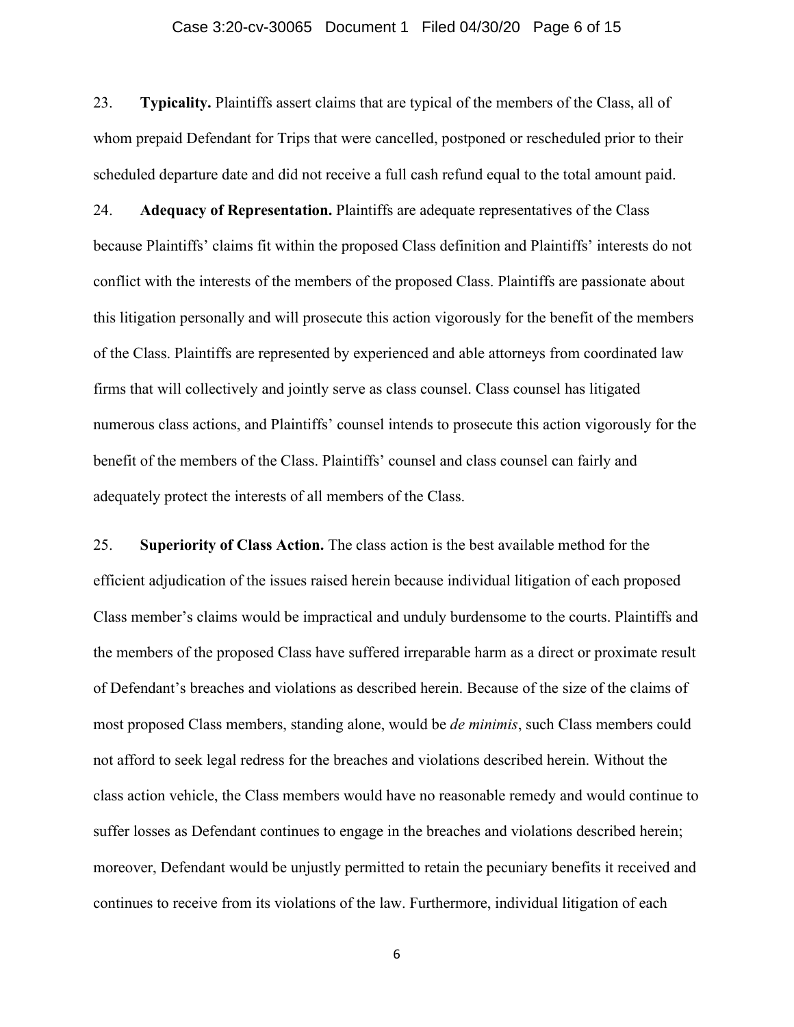23. **Typicality.** Plaintiffs assert claims that are typical of the members of the Class, all of whom prepaid Defendant for Trips that were cancelled, postponed or rescheduled prior to their scheduled departure date and did not receive a full cash refund equal to the total amount paid.

24. **Adequacy of Representation.** Plaintiffs are adequate representatives of the Class because Plaintiffs' claims fit within the proposed Class definition and Plaintiffs' interests do not conflict with the interests of the members of the proposed Class. Plaintiffs are passionate about this litigation personally and will prosecute this action vigorously for the benefit of the members of the Class. Plaintiffs are represented by experienced and able attorneys from coordinated law firms that will collectively and jointly serve as class counsel. Class counsel has litigated numerous class actions, and Plaintiffs' counsel intends to prosecute this action vigorously for the benefit of the members of the Class. Plaintiffs' counsel and class counsel can fairly and adequately protect the interests of all members of the Class.

25. **Superiority of Class Action.** The class action is the best available method for the efficient adjudication of the issues raised herein because individual litigation of each proposed Class member's claims would be impractical and unduly burdensome to the courts. Plaintiffs and the members of the proposed Class have suffered irreparable harm as a direct or proximate result of Defendant's breaches and violations as described herein. Because of the size of the claims of most proposed Class members, standing alone, would be *de minimis*, such Class members could not afford to seek legal redress for the breaches and violations described herein. Without the class action vehicle, the Class members would have no reasonable remedy and would continue to suffer losses as Defendant continues to engage in the breaches and violations described herein; moreover, Defendant would be unjustly permitted to retain the pecuniary benefits it received and continues to receive from its violations of the law. Furthermore, individual litigation of each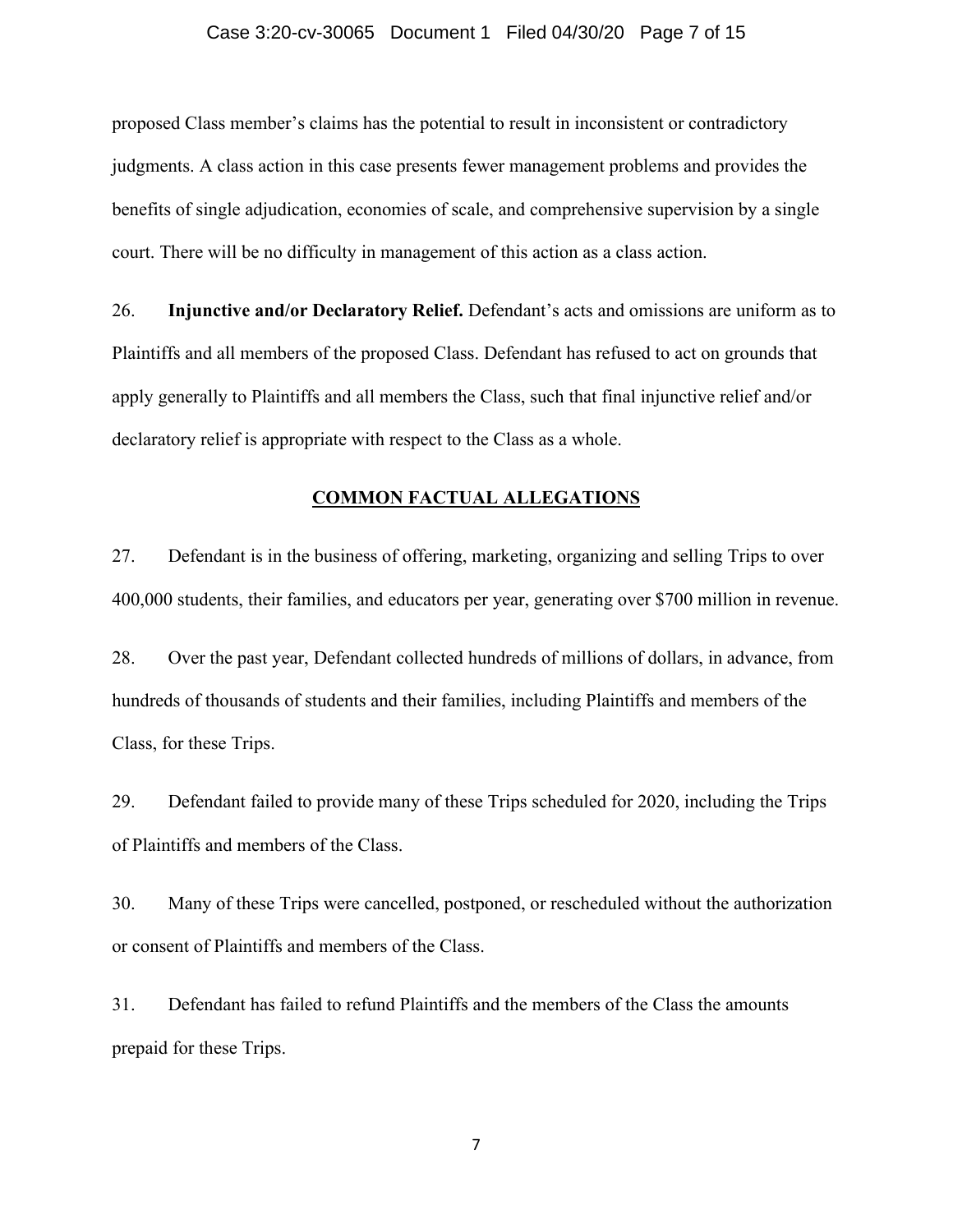proposed Class member's claims has the potential to result in inconsistent or contradictory judgments. A class action in this case presents fewer management problems and provides the benefits of single adjudication, economies of scale, and comprehensive supervision by a single court. There will be no difficulty in management of this action as a class action.

26. **Injunctive and/or Declaratory Relief.** Defendant's acts and omissions are uniform as to Plaintiffs and all members of the proposed Class. Defendant has refused to act on grounds that apply generally to Plaintiffs and all members the Class, such that final injunctive relief and/or declaratory relief is appropriate with respect to the Class as a whole.

## COMMON FACTUAL ALLEGATIONS

27. Defendant is in the business of offering, marketing, organizing and selling Trips to over 400,000 students, their families, and educators per year, generating over $700 million in revenue.

28. Over the past year, Defendant collected hundreds of millions of dollars, in advance, from hundreds of thousands of students and their families, including Plaintiffs and members of the Class, for these Trips.

29. Defendant failed to provide many of these Trips scheduled for 2020, including the Trips of Plaintiffs and members of the Class.

30. Many of these Trips were cancelled, postponed, or rescheduled without the authorization or consent of Plaintiffs and members of the Class.

31. Defendant has failed to refund Plaintiffs and the members of the Class the amounts prepaid for these Trips.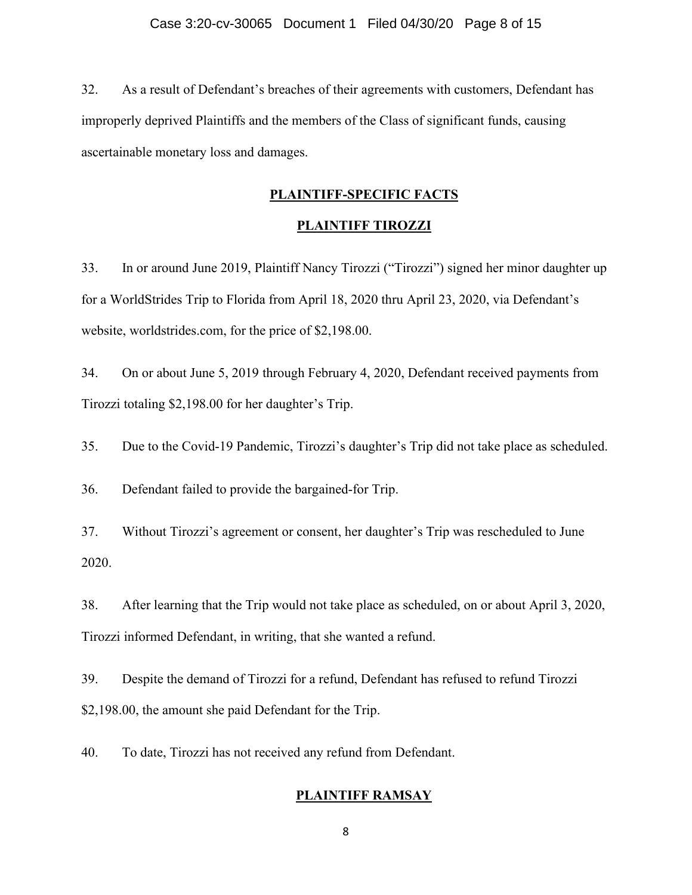32. As a result of Defendant's breaches of their agreements with customers, Defendant has improperly deprived Plaintiffs and the members of the Class of significant funds, causing ascertainable monetary loss and damages.

## PLAINTIFF-SPECIFIC FACTS

### PLAINTIFF TIROZZI

33. In or around June 2019, Plaintiff Nancy Tirozzi ("Tirozzi") signed her minor daughter up for a WorldStrides Trip to Florida from April 18, 2020 thru April 23, 2020, via Defendant's website, worldstrides.com, for the price of $2,198.00.

34. On or about June 5, 2019 through February 4, 2020, Defendant received payments from Tirozzi totaling $2,198.00 for her daughter's Trip.

35. Due to the Covid-19 Pandemic, Tirozzi's daughter's Trip did not take place as scheduled.

36. Defendant failed to provide the bargained-for Trip.

37. Without Tirozzi's agreement or consent, her daughter's Trip was rescheduled to June 2020.

38. After learning that the Trip would not take place as scheduled, on or about April 3, 2020, Tirozzi informed Defendant, in writing, that she wanted a refund.

39. Despite the demand of Tirozzi for a refund, Defendant has refused to refund Tirozzi $2,198.00, the amount she paid Defendant for the Trip.

40. To date, Tirozzi has not received any refund from Defendant.

### PLAINTIFF RAMSAY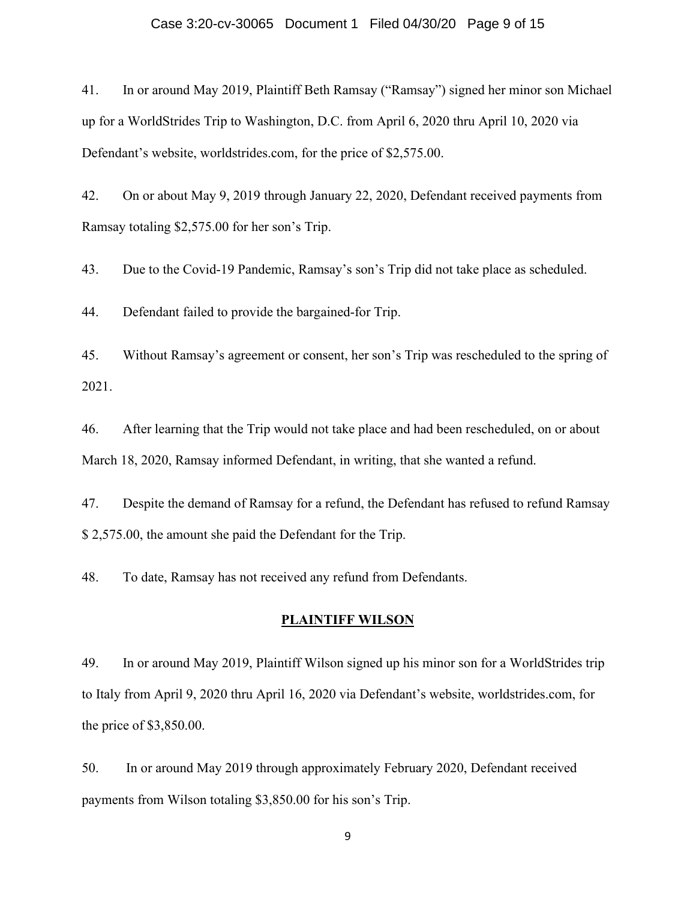41. In or around May 2019, Plaintiff Beth Ramsay ("Ramsay") signed her minor son Michael up for a WorldStrides Trip to Washington, D.C. from April 6, 2020 thru April 10, 2020 via Defendant's website, worldstrides.com, for the price of $2,575.00.

42. On or about May 9, 2019 through January 22, 2020, Defendant received payments from Ramsay totaling $2,575.00 for her son's Trip.

43. Due to the Covid-19 Pandemic, Ramsay's son's Trip did not take place as scheduled.

44. Defendant failed to provide the bargained-for Trip.

45. Without Ramsay's agreement or consent, her son's Trip was rescheduled to the spring of 2021.

46. After learning that the Trip would not take place and had been rescheduled, on or about March 18, 2020, Ramsay informed Defendant, in writing, that she wanted a refund.

47. Despite the demand of Ramsay for a refund, the Defendant has refused to refund Ramsay $ 2,575.00, the amount she paid the Defendant for the Trip.

48. To date, Ramsay has not received any refund from Defendants.

## PLAINTIFF WILSON

49. In or around May 2019, Plaintiff Wilson signed up his minor son for a WorldStrides trip to Italy from April 9, 2020 thru April 16, 2020 via Defendant's website, worldstrides.com, for the price of $3,850.00.

50. In or around May 2019 through approximately February 2020, Defendant received payments from Wilson totaling $3,850.00 for his son's Trip.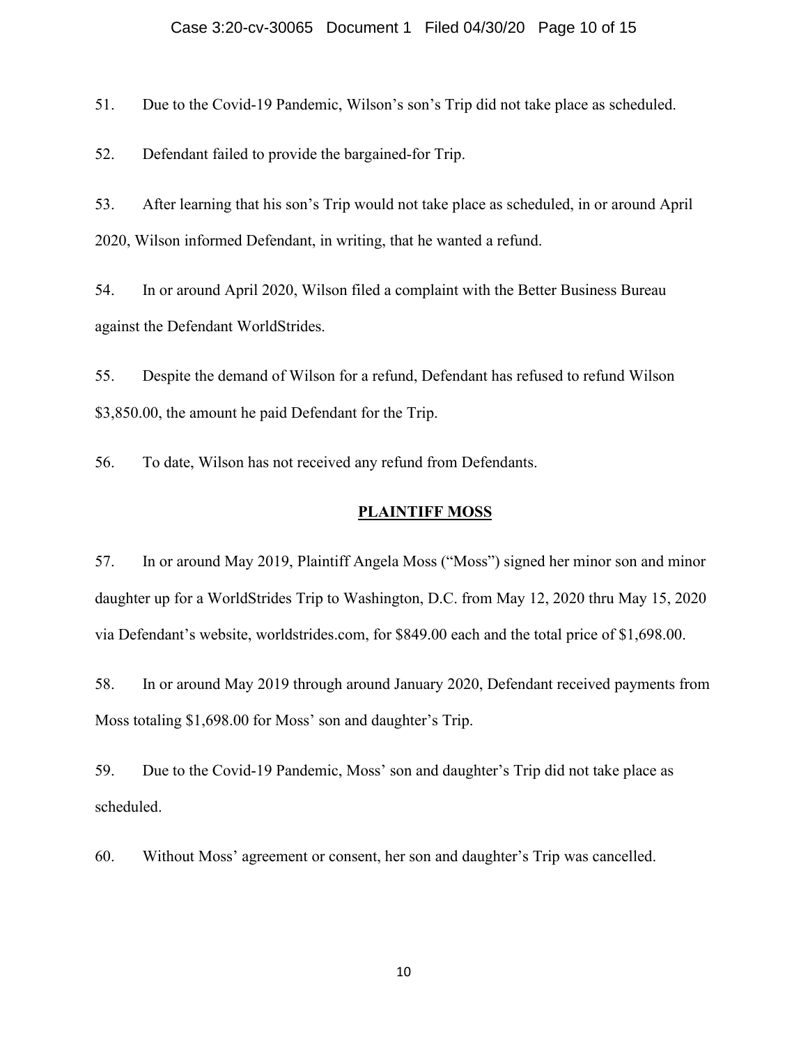51. Due to the Covid-19 Pandemic, Wilson's son's Trip did not take place as scheduled.

52. Defendant failed to provide the bargained-for Trip.

53. After learning that his son's Trip would not take place as scheduled, in or around April 2020, Wilson informed Defendant, in writing, that he wanted a refund.

54. In or around April 2020, Wilson filed a complaint with the Better Business Bureau against the Defendant WorldStrides.

55. Despite the demand of Wilson for a refund, Defendant has refused to refund Wilson $3,850.00, the amount he paid Defendant for the Trip.

56. To date, Wilson has not received any refund from Defendants.

**PLAINTIFF MOSS**

57. In or around May 2019, Plaintiff Angela Moss ("Moss") signed her minor son and minor daughter up for a WorldStrides Trip to Washington, D.C. from May 12, 2020 thru May 15, 2020 via Defendant's website, worldstrides.com, for $849.00 each and the total price of $1,698.00.

58. In or around May 2019 through around January 2020, Defendant received payments from Moss totaling $1,698.00 for Moss' son and daughter's Trip.

59. Due to the Covid-19 Pandemic, Moss' son and daughter's Trip did not take place as scheduled.

60. Without Moss' agreement or consent, her son and daughter's Trip was cancelled.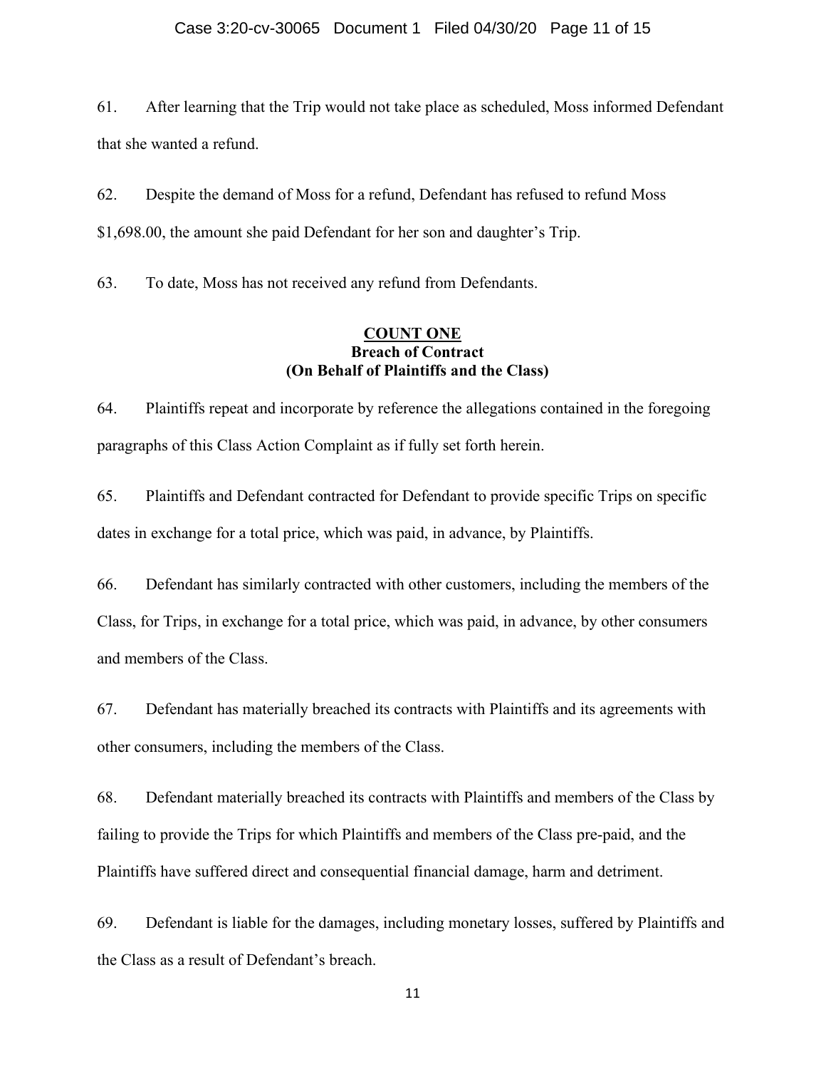61. After learning that the Trip would not take place as scheduled, Moss informed Defendant that she wanted a refund.

62. Despite the demand of Moss for a refund, Defendant has refused to refund Moss $1,698.00, the amount she paid Defendant for her son and daughter's Trip.

63. To date, Moss has not received any refund from Defendants.

**<u>COUNT ONE</u>**
**Breach of Contract**
**(On Behalf of Plaintiffs and the Class)**

64. Plaintiffs repeat and incorporate by reference the allegations contained in the foregoing paragraphs of this Class Action Complaint as if fully set forth herein.

65. Plaintiffs and Defendant contracted for Defendant to provide specific Trips on specific dates in exchange for a total price, which was paid, in advance, by Plaintiffs.

66. Defendant has similarly contracted with other customers, including the members of the Class, for Trips, in exchange for a total price, which was paid, in advance, by other consumers and members of the Class.

67. Defendant has materially breached its contracts with Plaintiffs and its agreements with other consumers, including the members of the Class.

68. Defendant materially breached its contracts with Plaintiffs and members of the Class by failing to provide the Trips for which Plaintiffs and members of the Class pre-paid, and the Plaintiffs have suffered direct and consequential financial damage, harm and detriment.

69. Defendant is liable for the damages, including monetary losses, suffered by Plaintiffs and the Class as a result of Defendant's breach.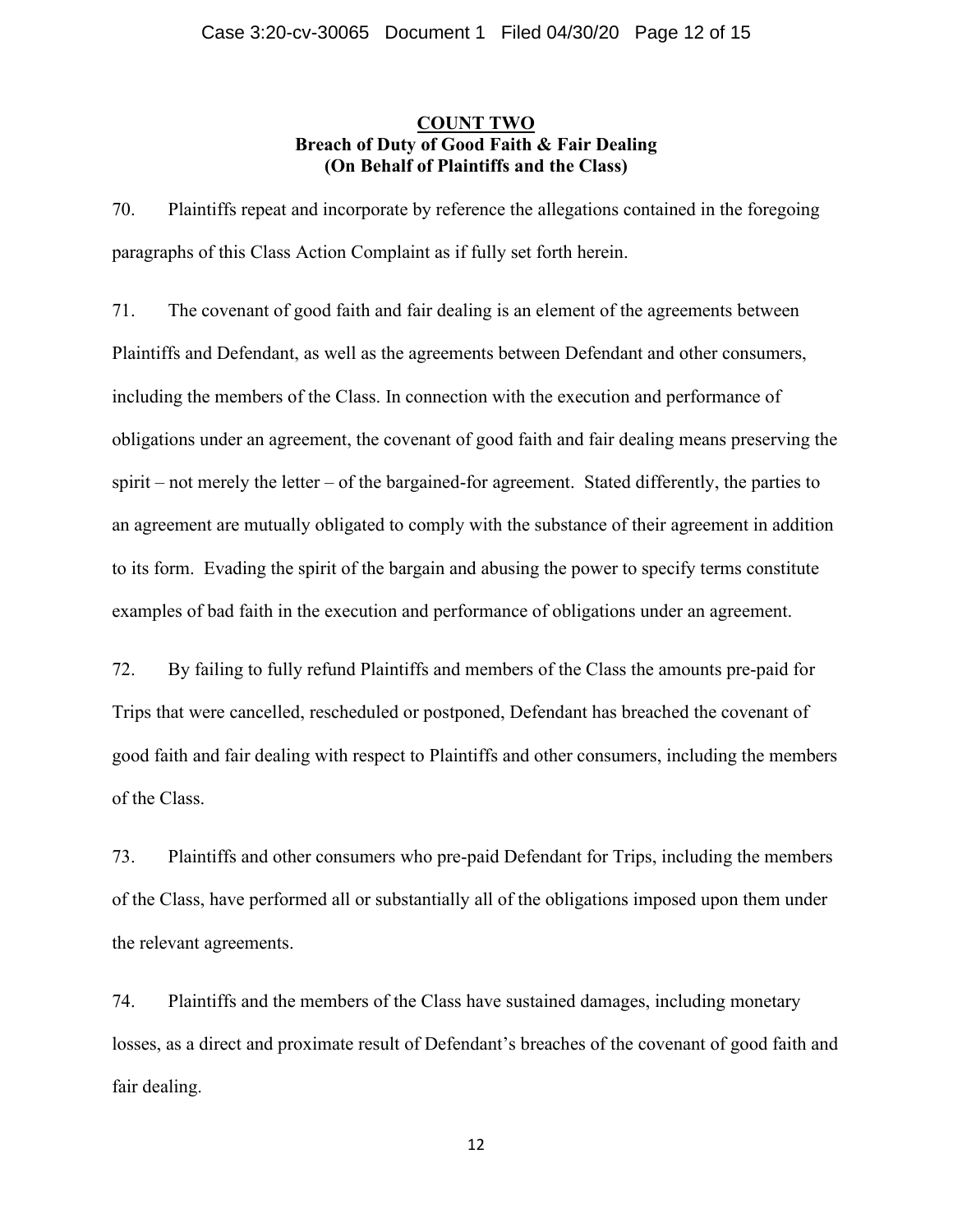**COUNT TWO**
**Breach of Duty of Good Faith & Fair Dealing**
**(On Behalf of Plaintiffs and the Class)**

70. Plaintiffs repeat and incorporate by reference the allegations contained in the foregoing paragraphs of this Class Action Complaint as if fully set forth herein.

71. The covenant of good faith and fair dealing is an element of the agreements between Plaintiffs and Defendant, as well as the agreements between Defendant and other consumers, including the members of the Class. In connection with the execution and performance of obligations under an agreement, the covenant of good faith and fair dealing means preserving the spirit – not merely the letter – of the bargained-for agreement. Stated differently, the parties to an agreement are mutually obligated to comply with the substance of their agreement in addition to its form. Evading the spirit of the bargain and abusing the power to specify terms constitute examples of bad faith in the execution and performance of obligations under an agreement.

72. By failing to fully refund Plaintiffs and members of the Class the amounts pre-paid for Trips that were cancelled, rescheduled or postponed, Defendant has breached the covenant of good faith and fair dealing with respect to Plaintiffs and other consumers, including the members of the Class.

73. Plaintiffs and other consumers who pre-paid Defendant for Trips, including the members of the Class, have performed all or substantially all of the obligations imposed upon them under the relevant agreements.

74. Plaintiffs and the members of the Class have sustained damages, including monetary losses, as a direct and proximate result of Defendant's breaches of the covenant of good faith and fair dealing.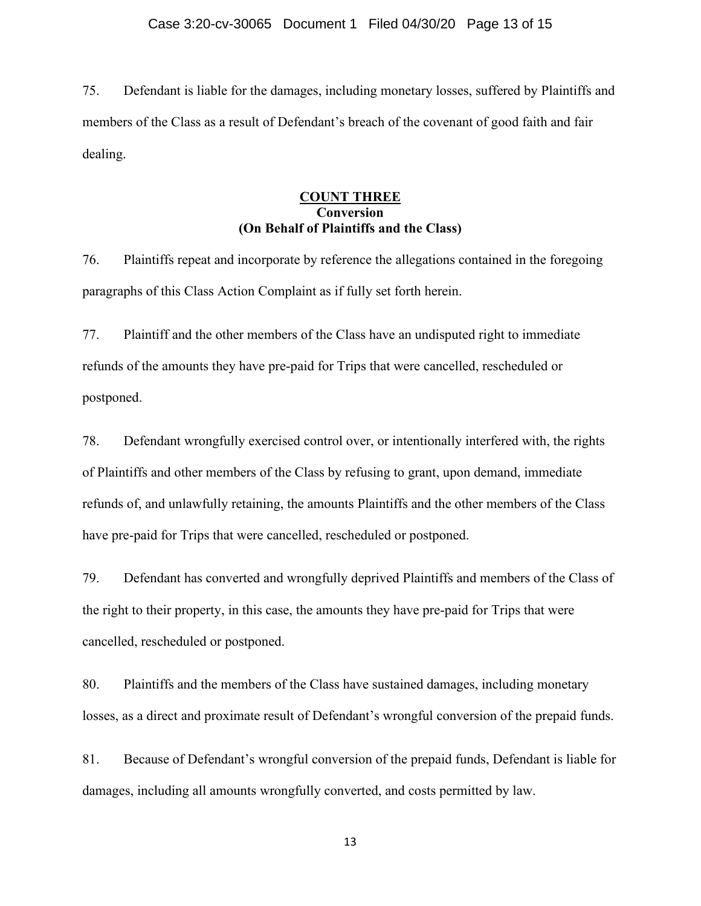75. Defendant is liable for the damages, including monetary losses, suffered by Plaintiffs and members of the Class as a result of Defendant's breach of the covenant of good faith and fair dealing.

## COUNT THREE
**Conversion**
**(On Behalf of Plaintiffs and the Class)**

76. Plaintiffs repeat and incorporate by reference the allegations contained in the foregoing paragraphs of this Class Action Complaint as if fully set forth herein.

77. Plaintiff and the other members of the Class have an undisputed right to immediate refunds of the amounts they have pre-paid for Trips that were cancelled, rescheduled or postponed.

78. Defendant wrongfully exercised control over, or intentionally interfered with, the rights of Plaintiffs and other members of the Class by refusing to grant, upon demand, immediate refunds of, and unlawfully retaining, the amounts Plaintiffs and the other members of the Class have pre-paid for Trips that were cancelled, rescheduled or postponed.

79. Defendant has converted and wrongfully deprived Plaintiffs and members of the Class of the right to their property, in this case, the amounts they have pre-paid for Trips that were cancelled, rescheduled or postponed.

80. Plaintiffs and the members of the Class have sustained damages, including monetary losses, as a direct and proximate result of Defendant's wrongful conversion of the prepaid funds.

81. Because of Defendant's wrongful conversion of the prepaid funds, Defendant is liable for damages, including all amounts wrongfully converted, and costs permitted by law.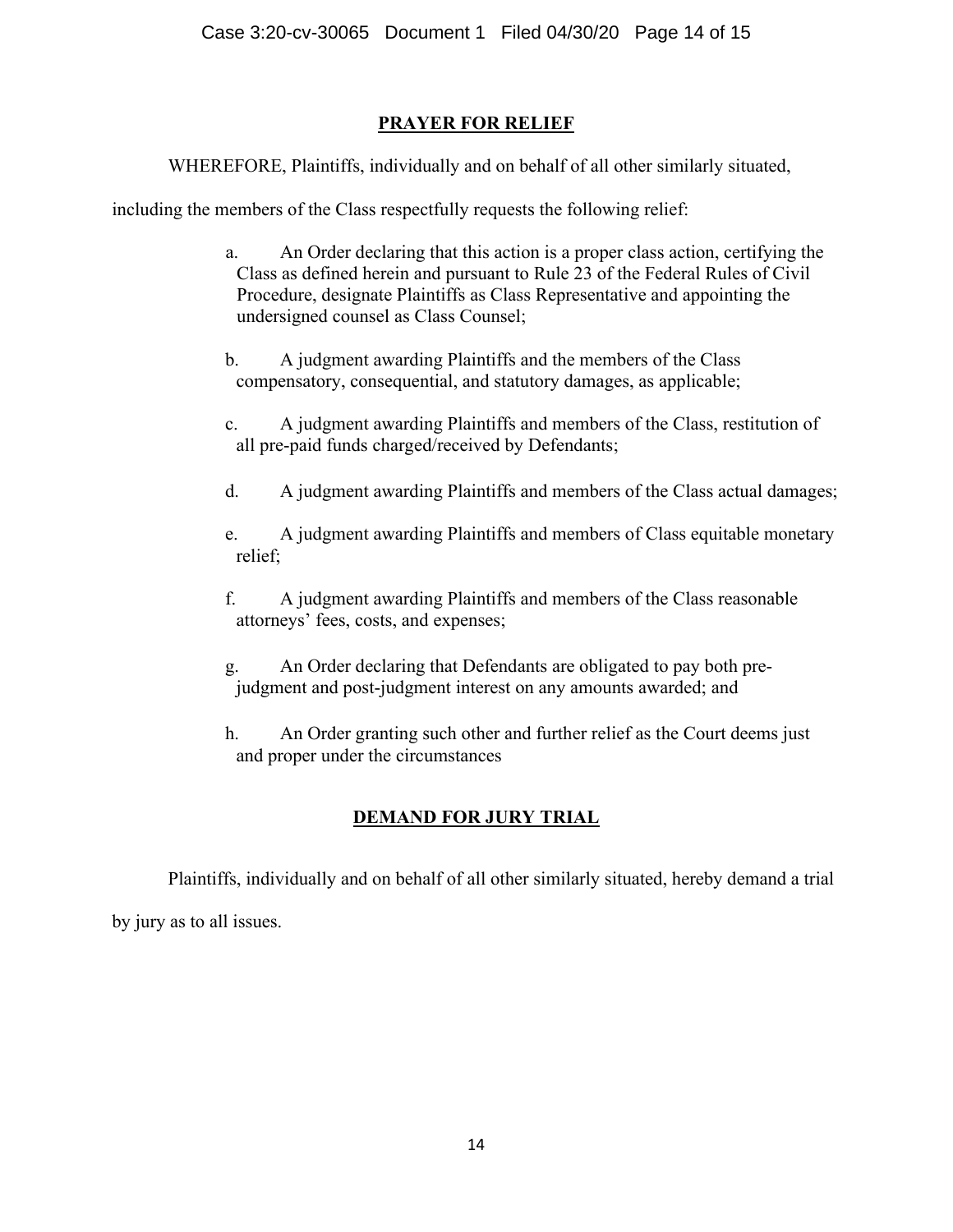## PRAYER FOR RELIEF

WHEREFORE, Plaintiffs, individually and on behalf of all other similarly situated, including the members of the Class respectfully requests the following relief:

a. An Order declaring that this action is a proper class action, certifying the Class as defined herein and pursuant to Rule 23 of the Federal Rules of Civil Procedure, designate Plaintiffs as Class Representative and appointing the undersigned counsel as Class Counsel;

b. A judgment awarding Plaintiffs and the members of the Class compensatory, consequential, and statutory damages, as applicable;

c. A judgment awarding Plaintiffs and members of the Class, restitution of all pre-paid funds charged/received by Defendants;

d. A judgment awarding Plaintiffs and members of the Class actual damages;

e. A judgment awarding Plaintiffs and members of Class equitable monetary relief;

f. A judgment awarding Plaintiffs and members of the Class reasonable attorneys' fees, costs, and expenses;

g. An Order declaring that Defendants are obligated to pay both pre-judgment and post-judgment interest on any amounts awarded; and

h. An Order granting such other and further relief as the Court deems just and proper under the circumstances

## DEMAND FOR JURY TRIAL

Plaintiffs, individually and on behalf of all other similarly situated, hereby demand a trial by jury as to all issues.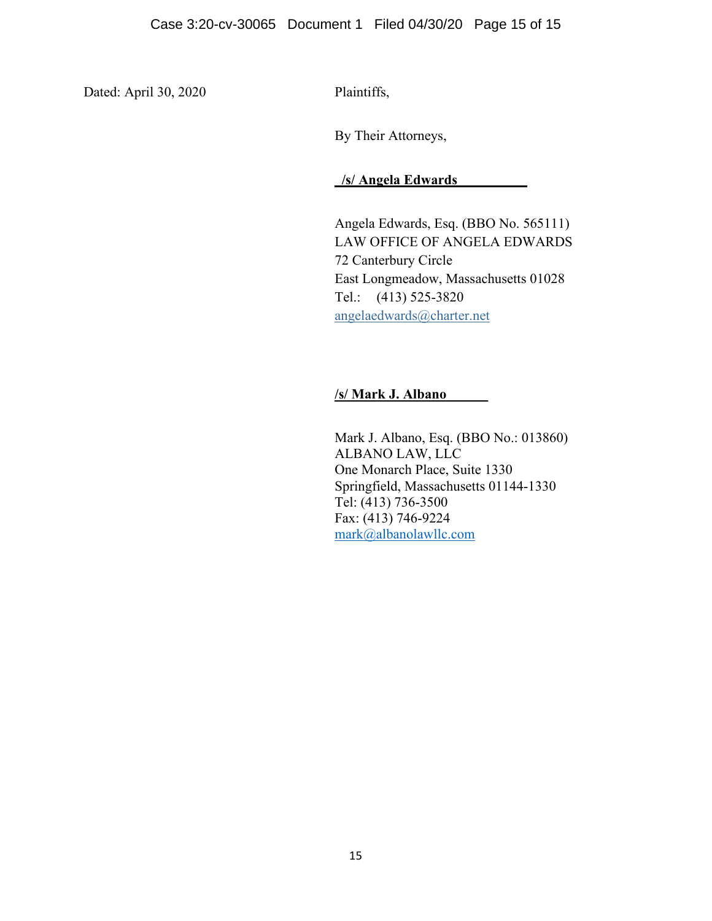Dated: April 30, 2020

Plaintiffs,

By Their Attorneys,

**/s/ Angela Edwards**

Angela Edwards, Esq. (BBO No. 565111)
LAW OFFICE OF ANGELA EDWARDS
72 Canterbury Circle
East Longmeadow, Massachusetts 01028
Tel.: (413) 525-3820
angelaedwards@charter.net

**/s/ Mark J. Albano**

Mark J. Albano, Esq. (BBO No.: 013860)
ALBANO LAW, LLC
One Monarch Place, Suite 1330
Springfield, Massachusetts 01144-1330
Tel: (413) 736-3500
Fax: (413) 746-9224
mark@albanolawllc.com